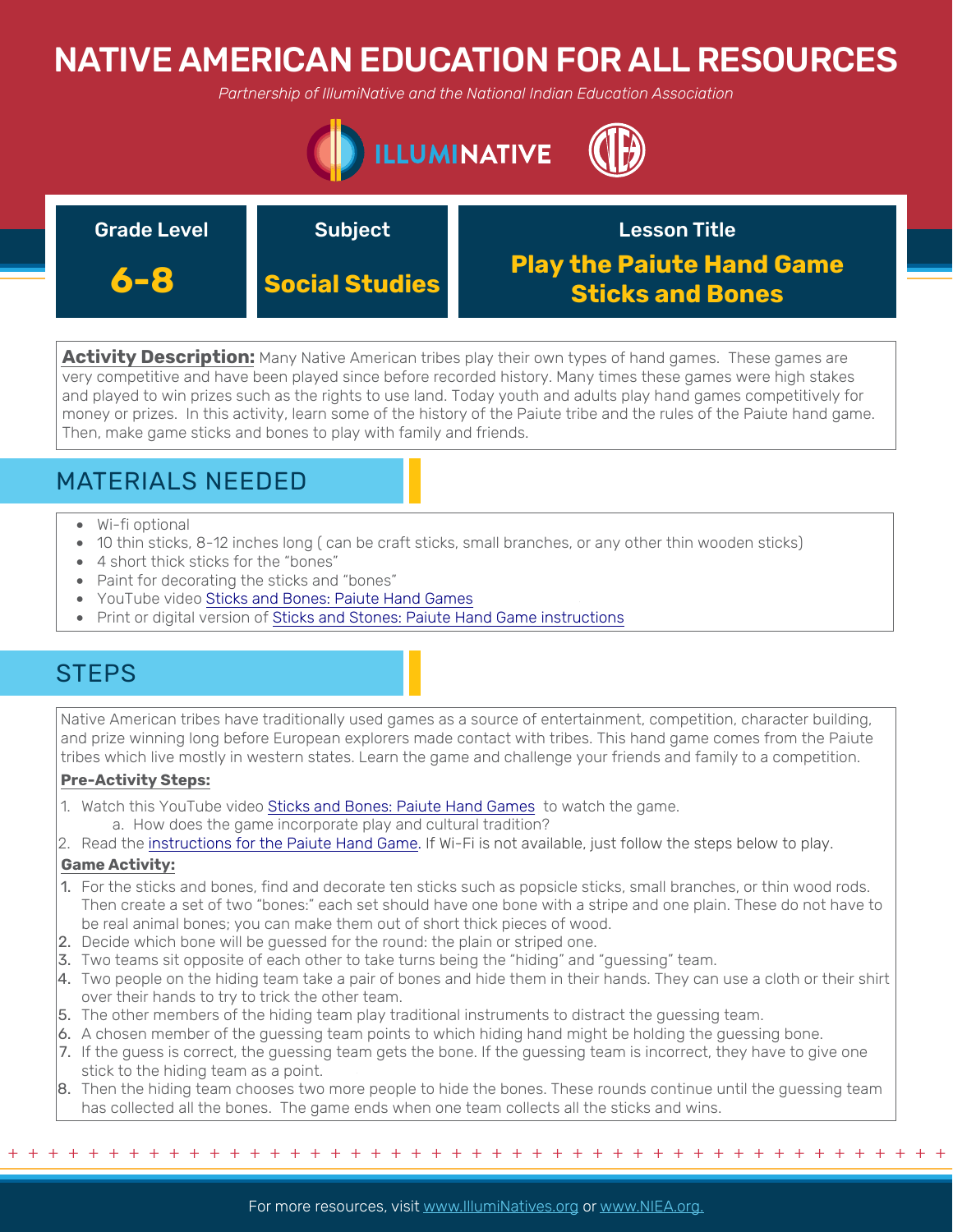# NATIVE AMERICAN EDUCATION FOR ALL RESOURCES

*Partnership of IllumiNative and the National Indian Education Association*

| Grade Level | Subject | Lesson Title |
|---|---|---|
| **6-8** | **Social Studies** | **Play the Paiute Hand Game Sticks and Bones** |

**Activity Description:** Many Native American tribes play their own types of hand games. These games are very competitive and have been played since before recorded history. Many times these games were high stakes and played to win prizes such as the rights to use land. Today youth and adults play hand games competitively for money or prizes. In this activity, learn some of the history of the Paiute tribe and the rules of the Paiute hand game. Then, make game sticks and bones to play with family and friends.

## MATERIALS NEEDED

- Wi-fi optional
- 10 thin sticks, 8-12 inches long ( can be craft sticks, small branches, or any other thin wooden sticks)
- 4 short thick sticks for the "bones"
- Paint for decorating the sticks and "bones"
- YouTube video Sticks and Bones: Paiute Hand Games
- Print or digital version of Sticks and Stones: Paiute Hand Game instructions

## STEPS

Native American tribes have traditionally used games as a source of entertainment, competition, character building, and prize winning long before European explorers made contact with tribes. This hand game comes from the Paiute tribes which live mostly in western states. Learn the game and challenge your friends and family to a competition.

**Pre-Activity Steps:**

1. Watch this YouTube video Sticks and Bones: Paiute Hand Games to watch the game.
   a. How does the game incorporate play and cultural tradition?
2. Read the instructions for the Paiute Hand Game. If Wi-Fi is not available, just follow the steps below to play.

**Game Activity:**

1. For the sticks and bones, find and decorate ten sticks such as popsicle sticks, small branches, or thin wood rods. Then create a set of two "bones:" each set should have one bone with a stripe and one plain. These do not have to be real animal bones; you can make them out of short thick pieces of wood.
2. Decide which bone will be guessed for the round: the plain or striped one.
3. Two teams sit opposite of each other to take turns being the "hiding" and "guessing" team.
4. Two people on the hiding team take a pair of bones and hide them in their hands. They can use a cloth or their shirt over their hands to try to trick the other team.
5. The other members of the hiding team play traditional instruments to distract the guessing team.
6. A chosen member of the guessing team points to which hiding hand might be holding the guessing bone.
7. If the guess is correct, the guessing team gets the bone. If the guessing team is incorrect, they have to give one stick to the hiding team as a point.
8. Then the hiding team chooses two more people to hide the bones. These rounds continue until the guessing team has collected all the bones. The game ends when one team collects all the sticks and wins.

For more resources, visit www.IllumiNatives.org or www.NIEA.org.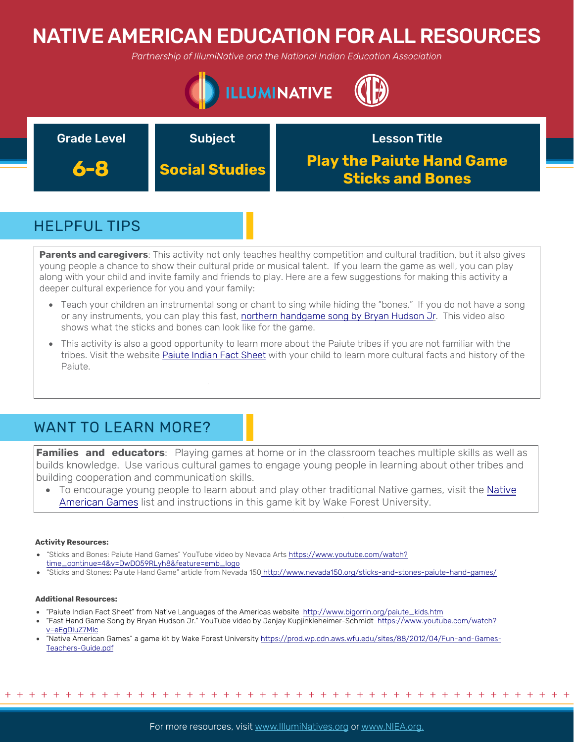# NATIVE AMERICAN EDUCATION FOR ALL RESOURCES

*Partnership of IllumiNative and the National Indian Education Association*

| Grade Level | Subject | Lesson Title |
|---|---|---|
| **6-8** | **Social Studies** | **Play the Paiute Hand Game Sticks and Bones** |

## HELPFUL TIPS

**Parents and caregivers**: This activity not only teaches healthy competition and cultural tradition, but it also gives young people a chance to show their cultural pride or musical talent. If you learn the game as well, you can play along with your child and invite family and friends to play. Here are a few suggestions for making this activity a deeper cultural experience for you and your family:

- Teach your children an instrumental song or chant to sing while hiding the "bones." If you do not have a song or any instruments, you can play this fast, northern handgame song by Bryan Hudson Jr. This video also shows what the sticks and bones can look like for the game.
- This activity is also a good opportunity to learn more about the Paiute tribes if you are not familiar with the tribes. Visit the website Paiute Indian Fact Sheet with your child to learn more cultural facts and history of the Paiute.

## WANT TO LEARN MORE?

**Families and educators**: Playing games at home or in the classroom teaches multiple skills as well as builds knowledge. Use various cultural games to engage young people in learning about other tribes and building cooperation and communication skills.

- To encourage young people to learn about and play other traditional Native games, visit the Native American Games list and instructions in this game kit by Wake Forest University.

**Activity Resources:**

- "Sticks and Bones: Paiute Hand Games" YouTube video by Nevada Arts https://www.youtube.com/watch?time_continue=4&v=DwDO59RLyh8&feature=emb_logo
- "Sticks and Stones: Paiute Hand Game" article from Nevada 150 http://www.nevada150.org/sticks-and-stones-paiute-hand-games/

**Additional Resources:**

- "Paiute Indian Fact Sheet" from Native Languages of the Americas website http://www.bigorrin.org/paiute_kids.htm
- "Fast Hand Game Song by Bryan Hudson Jr." YouTube video by Janjay Kupjinkleheimer-Schmidt https://www.youtube.com/watch?v=eEgDluZ7Mlc
- "Native American Games" a game kit by Wake Forest University https://prod.wp.cdn.aws.wfu.edu/sites/88/2012/04/Fun-and-Games-Teachers-Guide.pdf

For more resources, visit www.IllumiNatives.org or www.NIEA.org.